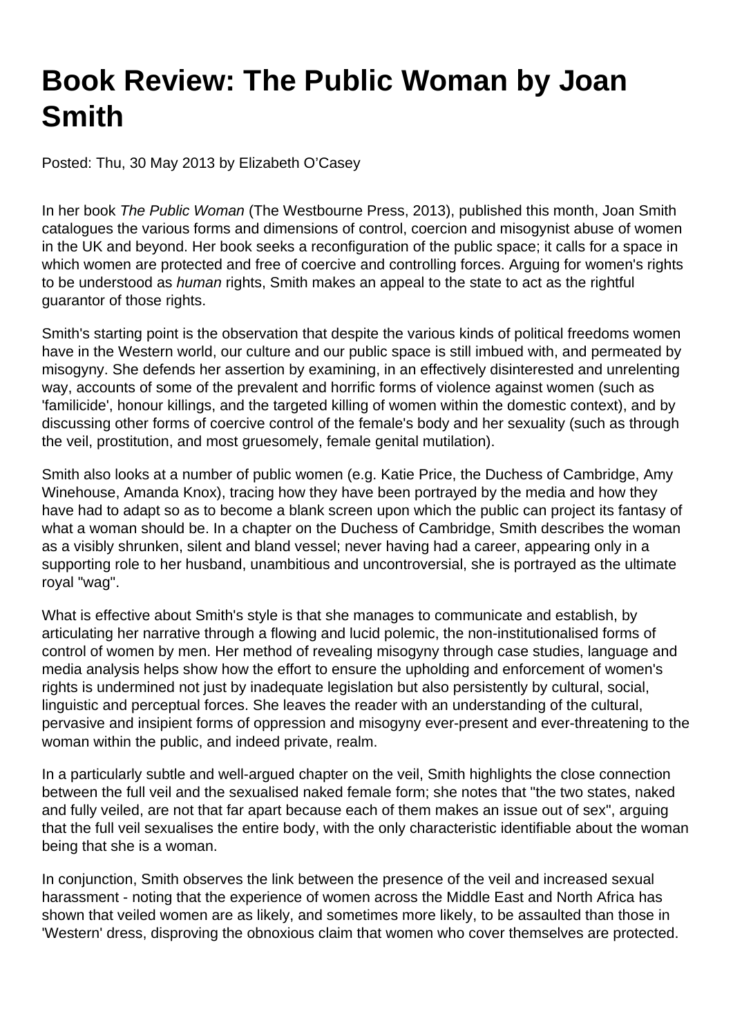# Book Review: The Public Woman by Joan Smith

Posted: Thu, 30 May 2013 by Elizabeth O'Casey

In her book *The Public Woman* (The Westbourne Press, 2013), published this month, Joan Smith catalogues the various forms and dimensions of control, coercion and misogynist abuse of women in the UK and beyond. Her book seeks a reconfiguration of the public space; it calls for a space in which women are protected and free of coercive and controlling forces. Arguing for women's rights to be understood as *human* rights, Smith makes an appeal to the state to act as the rightful guarantor of those rights.

Smith's starting point is the observation that despite the various kinds of political freedoms women have in the Western world, our culture and our public space is still imbued with, and permeated by misogyny. She defends her assertion by examining, in an effectively disinterested and unrelenting way, accounts of some of the prevalent and horrific forms of violence against women (such as 'familicide', honour killings, and the targeted killing of women within the domestic context), and by discussing other forms of coercive control of the female's body and her sexuality (such as through the veil, prostitution, and most gruesomely, female genital mutilation).

Smith also looks at a number of public women (e.g. Katie Price, the Duchess of Cambridge, Amy Winehouse, Amanda Knox), tracing how they have been portrayed by the media and how they have had to adapt so as to become a blank screen upon which the public can project its fantasy of what a woman should be. In a chapter on the Duchess of Cambridge, Smith describes the woman as a visibly shrunken, silent and bland vessel; never having had a career, appearing only in a supporting role to her husband, unambitious and uncontroversial, she is portrayed as the ultimate royal "wag".

What is effective about Smith's style is that she manages to communicate and establish, by articulating her narrative through a flowing and lucid polemic, the non-institutionalised forms of control of women by men. Her method of revealing misogyny through case studies, language and media analysis helps show how the effort to ensure the upholding and enforcement of women's rights is undermined not just by inadequate legislation but also persistently by cultural, social, linguistic and perceptual forces. She leaves the reader with an understanding of the cultural, pervasive and insipient forms of oppression and misogyny ever-present and ever-threatening to the woman within the public, and indeed private, realm.

In a particularly subtle and well-argued chapter on the veil, Smith highlights the close connection between the full veil and the sexualised naked female form; she notes that "the two states, naked and fully veiled, are not that far apart because each of them makes an issue out of sex", arguing that the full veil sexualises the entire body, with the only characteristic identifiable about the woman being that she is a woman.

In conjunction, Smith observes the link between the presence of the veil and increased sexual harassment - noting that the experience of women across the Middle East and North Africa has shown that veiled women are as likely, and sometimes more likely, to be assaulted than those in 'Western' dress, disproving the obnoxious claim that women who cover themselves are protected.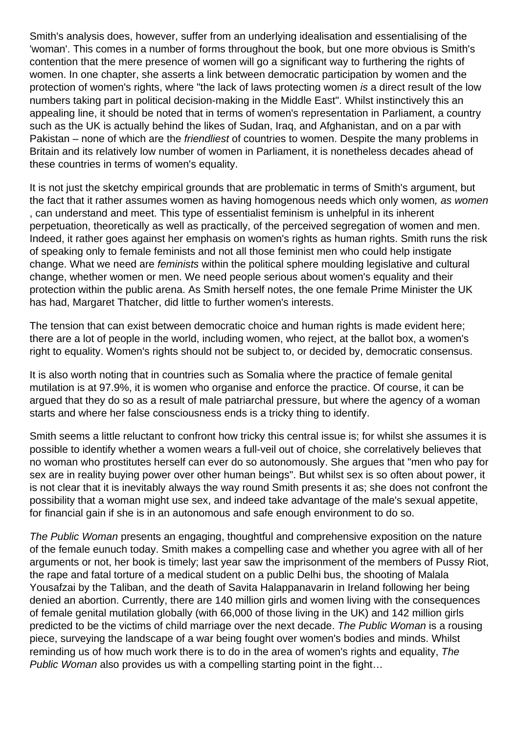Smith's analysis does, however, suffer from an underlying idealisation and essentialising of the 'woman'. This comes in a number of forms throughout the book, but one more obvious is Smith's contention that the mere presence of women will go a significant way to furthering the rights of women. In one chapter, she asserts a link between democratic participation by women and the protection of women's rights, where "the lack of laws protecting women *is* a direct result of the low numbers taking part in political decision-making in the Middle East". Whilst instinctively this an appealing line, it should be noted that in terms of women's representation in Parliament, a country such as the UK is actually behind the likes of Sudan, Iraq, and Afghanistan, and on a par with Pakistan – none of which are the *friendliest* of countries to women. Despite the many problems in Britain and its relatively low number of women in Parliament, it is nonetheless decades ahead of these countries in terms of women's equality.

It is not just the sketchy empirical grounds that are problematic in terms of Smith's argument, but the fact that it rather assumes women as having homogenous needs which only women*, as women* , can understand and meet. This type of essentialist feminism is unhelpful in its inherent perpetuation, theoretically as well as practically, of the perceived segregation of women and men. Indeed, it rather goes against her emphasis on women's rights as human rights. Smith runs the risk of speaking only to female feminists and not all those feminist men who could help instigate change. What we need are *feminists* within the political sphere moulding legislative and cultural change, whether women or men. We need people serious about women's equality and their protection within the public arena. As Smith herself notes, the one female Prime Minister the UK has had, Margaret Thatcher, did little to further women's interests.

The tension that can exist between democratic choice and human rights is made evident here; there are a lot of people in the world, including women, who reject, at the ballot box, a women's right to equality. Women's rights should not be subject to, or decided by, democratic consensus.

It is also worth noting that in countries such as Somalia where the practice of female genital mutilation is at 97.9%, it is women who organise and enforce the practice. Of course, it can be argued that they do so as a result of male patriarchal pressure, but where the agency of a woman starts and where her false consciousness ends is a tricky thing to identify.

Smith seems a little reluctant to confront how tricky this central issue is; for whilst she assumes it is possible to identify whether a women wears a full-veil out of choice, she correlatively believes that no woman who prostitutes herself can ever do so autonomously. She argues that "men who pay for sex are in reality buying power over other human beings". But whilst sex is so often about power, it is not clear that it is inevitably always the way round Smith presents it as; she does not confront the possibility that a woman might use sex, and indeed take advantage of the male's sexual appetite, for financial gain if she is in an autonomous and safe enough environment to do so.

*The Public Woman* presents an engaging, thoughtful and comprehensive exposition on the nature of the female eunuch today. Smith makes a compelling case and whether you agree with all of her arguments or not, her book is timely; last year saw the imprisonment of the members of Pussy Riot, the rape and fatal torture of a medical student on a public Delhi bus, the shooting of Malala Yousafzai by the Taliban, and the death of Savita Halappanavarin in Ireland following her being denied an abortion. Currently, there are 140 million girls and women living with the consequences of female genital mutilation globally (with 66,000 of those living in the UK) and 142 million girls predicted to be the victims of child marriage over the next decade. *The Public Woman* is a rousing piece, surveying the landscape of a war being fought over women's bodies and minds. Whilst reminding us of how much work there is to do in the area of women's rights and equality, *The Public Woman* also provides us with a compelling starting point in the fight…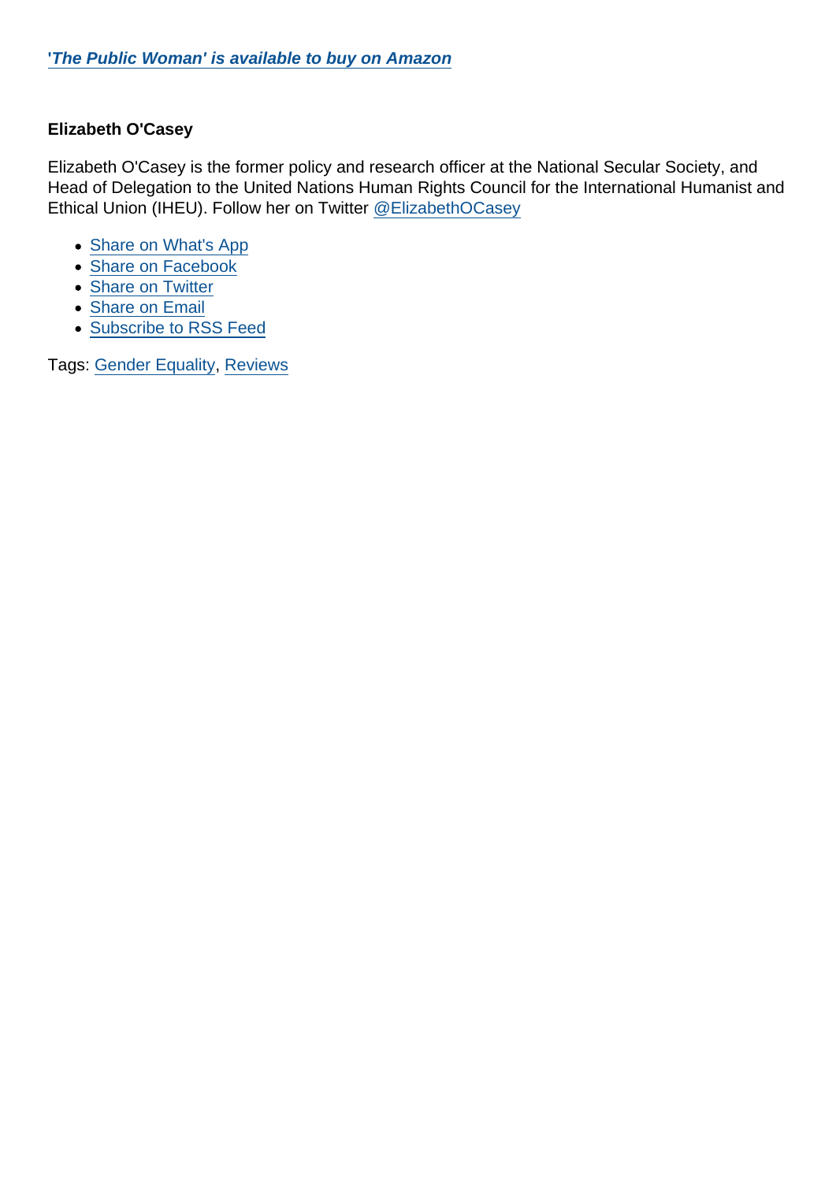***'The Public Woman' is available to buy on Amazon***

**Elizabeth O'Casey**

Elizabeth O'Casey is the former policy and research officer at the National Secular Society, and Head of Delegation to the United Nations Human Rights Council for the International Humanist and Ethical Union (IHEU). Follow her on Twitter @ElizabethOCasey

- Share on What's App
- Share on Facebook
- Share on Twitter
- Share on Email
- Subscribe to RSS Feed

Tags: Gender Equality, Reviews